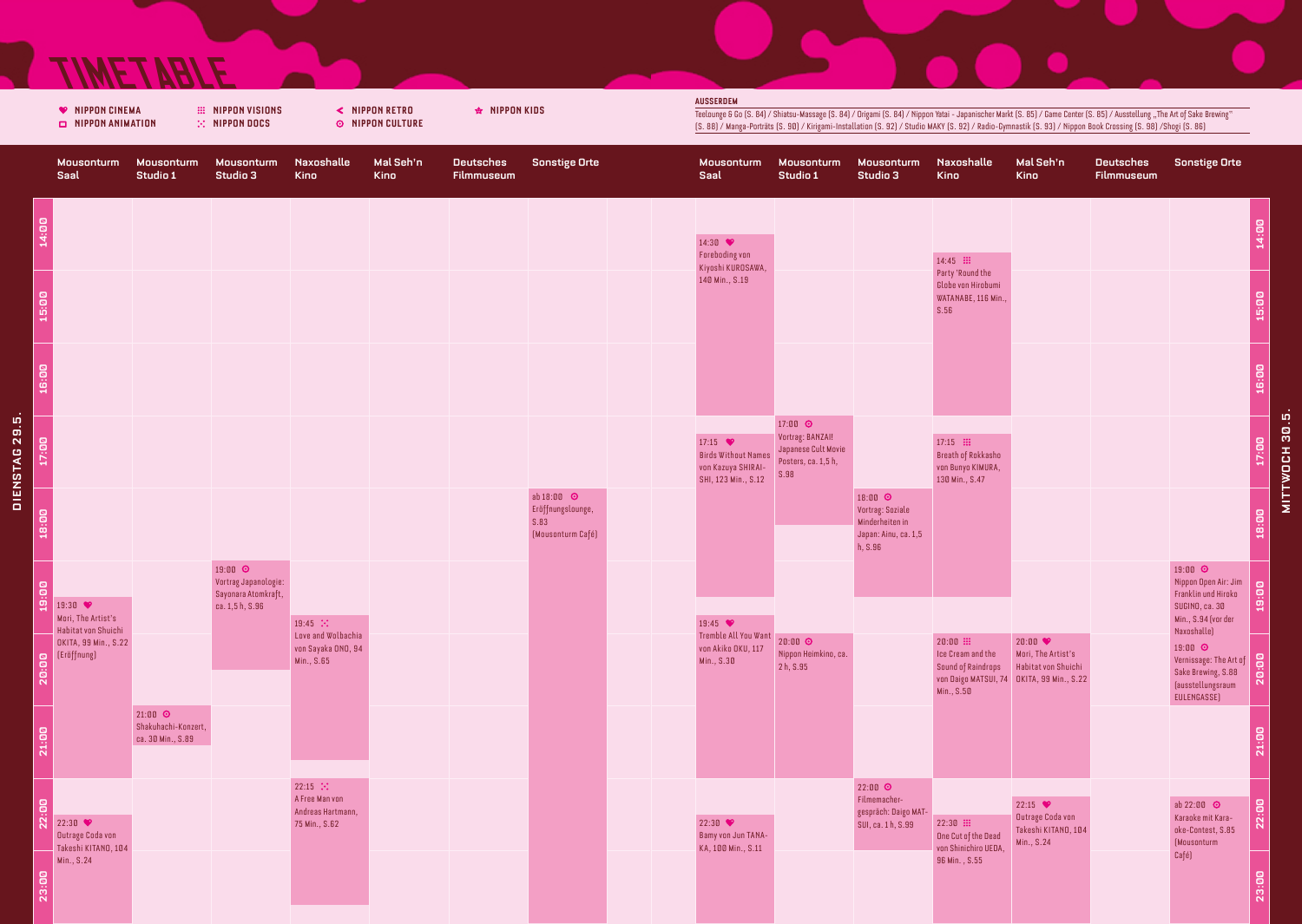# TIMETABLE

**Legende:**
- ♥ NIPPON CINEMA
- ▭ NIPPON ANIMATION
- ⁝⁝⁝ NIPPON VISIONS
- ⁙ NIPPON DOCS
- < NIPPON RETRO
- ⊙ NIPPON CULTURE
- ★ NIPPON KIDS

**AUSSERDEM**

Teelounge & Go (S. 84) / Shiatsu-Massage (S. 84) / Origami (S. 84) / Nippon Yatai - Japanischer Markt (S. 85) / Game Center (S. 85) / Ausstellung „The Art of Sake Brewing" (S. 88) / Manga-Porträts (S. 90) / Kirigami-Installation (S. 92) / Studio MAKY (S. 92) / Radio-Gymnastik (S. 93) / Nippon Book Crossing (S. 98) /Shogi (S. 86)

## DIENSTAG 29.5.

| Zeit | Mousonturm Saal | Mousonturm Studio 1 | Mousonturm Studio 3 | Naxoshalle Kino | Mal Seh'n Kino | Deutsches Filmmuseum | Sonstige Orte |
|---|---|---|---|---|---|---|---|
| 18:00 | | | | | | | ab 18:00 ⊙ Eröffnungslounge, S.83 (Mousonturm Café) |
| 19:00 | | | 19:00 ⊙ Vortrag Japanologie: Sayonara Atomkraft, ca. 1,5 h, S.96 | | | | |
| 19:30 | 19:30 ♥ Mori, The Artist's Habitat von Shuichi OKITA, 99 Min., S.22 (Eröffnung) | | | | | | |
| 19:45 | | | | 19:45 ⁙ Love and Wolbachia von Sayaka ONO, 94 Min., S.65 | | | |
| 21:00 | | 21:00 ⊙ Shakuhachi-Konzert, ca. 30 Min., S.89 | | | | | |
| 22:15 | | | | 22:15 ⁙ A Free Man von Andreas Hartmann, 75 Min., S.62 | | | |
| 22:30 | 22:30 ♥ Outrage Coda von Takeshi KITANO, 104 Min., S.24 | | | | | | |

## MITTWOCH 30.5.

| Zeit | Mousonturm Saal | Mousonturm Studio 1 | Mousonturm Studio 3 | Naxoshalle Kino | Mal Seh'n Kino | Deutsches Filmmuseum | Sonstige Orte |
|---|---|---|---|---|---|---|---|
| 14:30 | 14:30 ♥ Foreboding von Kiyoshi KUROSAWA, 140 Min., S.19 | | | | | | |
| 14:45 | | | | 14:45 ⁝⁝⁝ Party 'Round the Globe von Hirobumi WATANABE, 116 Min., S.56 | | | |
| 17:00 | | 17:00 ⊙ Vortrag: BANZAI! Japanese Cult Movie Posters, ca. 1,5 h, S.98 | | | | | |
| 17:15 | 17:15 ♥ Birds Without Names von Kazuya SHIRAISHI, 123 Min., S.12 | | | 17:15 ⁝⁝⁝ Breath of Rokkasho von Bunyo KIMURA, 130 Min., S.47 | | | |
| 18:00 | | | 18:00 ⊙ Vortrag: Soziale Minderheiten in Japan: Ainu, ca. 1,5 h, S.96 | | | | |
| 19:00 | | | | | | | 19:00 ⊙ Nippon Open Air: Jim Franklin und Hiroko SUGINO, ca. 30 Min., S.94 (vor der Naxoshalle) |
| 19:45 | 19:45 ♥ Tremble All You Want von Akiko OKU, 117 Min., S.30 | | | | | | |
| 20:00 | | 20:00 ⊙ Nippon Heimkino, ca. 2 h, S.95 | | 20:00 ⁝⁝⁝ Ice Cream and the Sound of Raindrops von Daigo MATSUI, 74 Min., S.50 | 20:00 ♥ Mori, The Artist's Habitat von Shuichi OKITA, 99 Min., S.22 | | 19:00 ⊙ Vernissage: The Art of Sake Brewing, S.88 (ausstellungsraum EULENGASSE) |
| 22:00 | | | 22:00 ⊙ Filmemachergespräch: Daigo MATSUI, ca. 1 h, S.99 | | | | ab 22:00 ⊙ Karaoke mit Karaoke-Contest, S.85 (Mousonturm Café) |
| 22:15 | | | | | 22:15 ♥ Outrage Coda von Takeshi KITANO, 104 Min., S.24 | | |
| 22:30 | 22:30 ♥ Bamy von Jun TANAKA, 100 Min., S.11 | | | 22:30 ⁝⁝⁝ One Cut of the Dead von Shinichiro UEDA, 96 Min., S.55 | | | |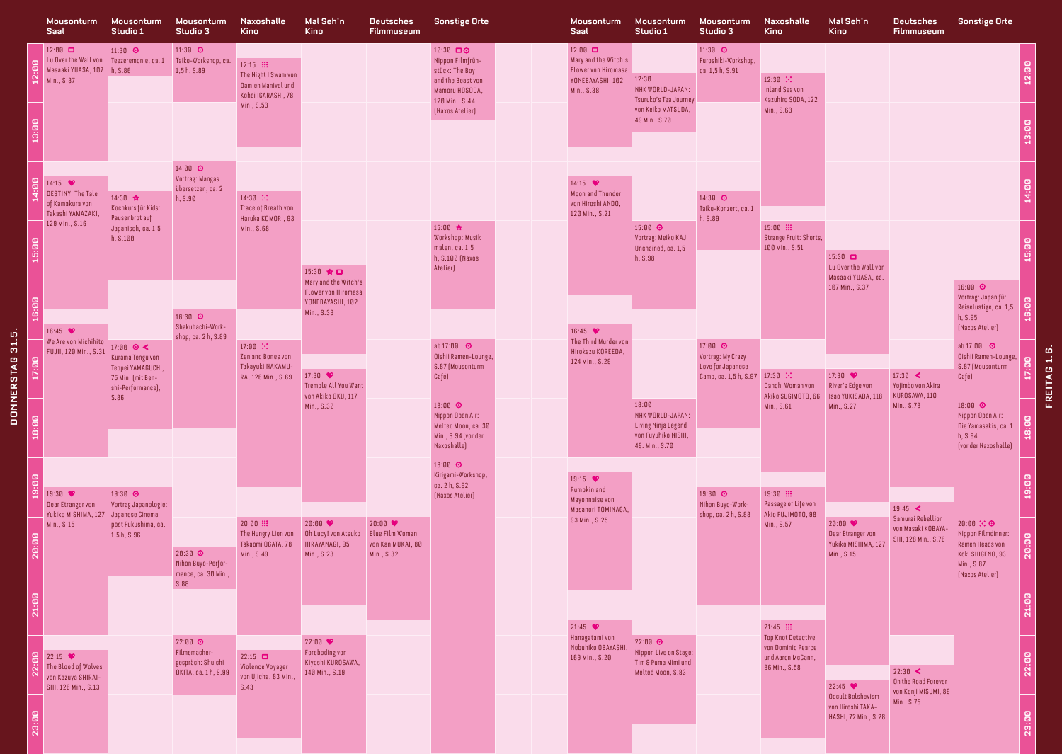## Donnerstag 31.5.

### Mousonturm Saal
- 12:00 Lu Over the Wall von Masaaki YUASA, 107 Min., S.37
- 14:15 DESTINY: The Tale of Kamakura von Takashi YAMAZAKI, 129 Min., S.16
- 16:45 We Are von Michihito FUJII, 120 Min., S.31
- 19:30 Dear Etranger von Yukiko MISHIMA, 127 Min., S.15
- 22:15 The Blood of Wolves von Kazuya SHIRAISHI, 126 Min., S.13

### Mousonturm Studio 1
- 11:30 Teezeremonie, ca. 1 h, S.86
- 14:30 Kochkurs für Kids: Pausenbrot auf Japanisch, ca. 1,5 h, S.100
- 17:00 Kurama Tengu von Teppei YAMAGUCHI, 75 Min. (mit Benshi-Performance), S.86
- 19:30 Vortrag Japanologie: Japanese Cinema post Fukushima, ca. 1,5 h, S.96

### Mousonturm Studio 3
- 11:30 Taiko-Workshop, ca. 1,5 h, S.89
- 14:00 Vortrag: Mangas übersetzen, ca. 2 h, S.90
- 16:30 Shakuhachi-Workshop, ca. 2 h, S.89
- 20:30 Nihon Buyo-Performance, ca. 30 Min., S.88
- 22:00 Filmemachergespräch: Shuichi OKITA, ca. 1 h, S.99

### Naxoshalle Kino
- 12:15 The Night I Swam von Damien Manivel und Kohei IGARASHI, 78 Min., S.53
- 14:30 Trace of Breath von Haruka KOMORI, 93 Min., S.68
- 17:00 Zen and Bones von Takayuki NAKAMURA, 126 Min., S.69
- 20:00 The Hungry Lion von Takaomi OGATA, 78 Min., S.49
- 22:15 Violence Voyager von Ujicha, 83 Min., S.43

### Mal Seh'n Kino
- 15:30 Mary and the Witch's Flower von Hiromasa YONEBAYASHI, 102 Min., S.38
- 17:30 Tremble All You Want von Akiko OKU, 117 Min., S.30
- 20:00 Oh Lucy! von Atsuko HIRAYANAGI, 95 Min., S.23
- 22:00 Foreboding von Kiyoshi KUROSAWA, 140 Min., S.19

### Deutsches Filmmuseum
- 20:00 Blue Film Woman von Kan MUKAI, 80 Min., S.32

### Sonstige Orte
- 10:30 Nippon Filmfrühstück: The Boy and the Beast von Mamoru HOSODA, 120 Min., S.44 (Naxos Atelier)
- 15:00 Workshop: Musik malen, ca. 1,5 h, S.100 (Naxos Atelier)
- ab 17:00 Oishii Ramen-Lounge, S.87 (Mousonturm Café)
- 18:00 Nippon Open Air: Melted Moon, ca. 30 Min., S.94 (vor der Naxoshalle)
- 18:00 Kirigami-Workshop, ca. 2 h, S.92 (Naxos Atelier)

## Freitag 1.6.

### Mousonturm Saal
- 12:00 Mary and the Witch's Flower von Hiromasa YONEBAYASHI, 102 Min., S.38
- 14:15 Moon and Thunder von Hiroshi ANDO, 120 Min., S.21
- 16:45 The Third Murder von Hirokazu KOREEDA, 124 Min., S.29
- 19:15 Pumpkin and Mayonnaise von Masanori TOMINAGA, 93 Min., S.25
- 21:45 Hanagatami von Nobuhiko OBAYASHI, 169 Min., S.20

### Mousonturm Studio 1
- 12:30 NHK WORLD-JAPAN: Tsuruko's Tea Journey von Kohei MATSUDA, 49 Min., S.70
- 15:00 Vortrag: Meiko KAJI Unchained, ca. 1,5 h, S.98
- 18:00 NHK WORLD-JAPAN: Living Ninja Legend von Fuyuhiko NISHI, 49. Min., S.70
- 22:00 Nippon Live on Stage: Tim & Puma Mimi und Melted Moon, S.83

### Mousonturm Studio 3
- 11:30 Furoshiki-Workshop, ca. 1,5 h, S.91
- 14:30 Taiko-Konzert, ca. 1 h, S.89
- 17:00 Vortrag: My Crazy Love for Japanese Camp, ca. 1,5 h, S.97
- 19:30 Nihon Buyo-Workshop, ca. 2 h, S.88

### Naxoshalle Kino
- 12:30 Inland Sea von Kazuhiro SODA, 122 Min., S.63
- 15:00 Strange Fruit: Shorts, 100 Min., S.51
- 17:30 Danchi Woman von Akiko SUGIMOTO, 66 Min., S.61
- 19:30 Passage of Life von Akio FUJIMOTO, 98 Min., S.57
- 21:45 Top Knot Detective von Dominic Pearce und Aaron McCann, 86 Min., S.58

### Mal Seh'n Kino
- 15:30 Lu Over the Wall von Masaaki YUASA, ca. 107 Min., S.37
- 17:30 River's Edge von Isao YUKISADA, 118 Min., S.27
- 20:00 Dear Etranger von Yukiko MISHIMA, 127 Min., S.15
- 22:45 Occult Bolshevism von Hiroshi TAKAHASHI, 72 Min., S.28

### Deutsches Filmmuseum
- 17:30 Yojimbo von Akira KUROSAWA, 110 Min., S.78
- 19:45 Samurai Rebellion von Masaki KOBAYASHI, 128 Min., S.76
- 22:30 On the Road Forever von Kenji MISUMI, 89 Min., S.75

### Sonstige Orte
- 16:00 Vortrag: Japan für Reiselustige, ca. 1,5 h, S.95 (Naxos Atelier)
- ab 17:00 Oishii Ramen-Lounge, S.87 (Mousonturm Café)
- 18:00 Nippon Open Air: Die Yamasakis, ca. 1 h, S.94 (vor der Naxoshalle)
- 20:00 Nippon Filmdinner: Ramen Heads von Koki SHIGENO, 93 Min., S.87 (Naxos Atelier)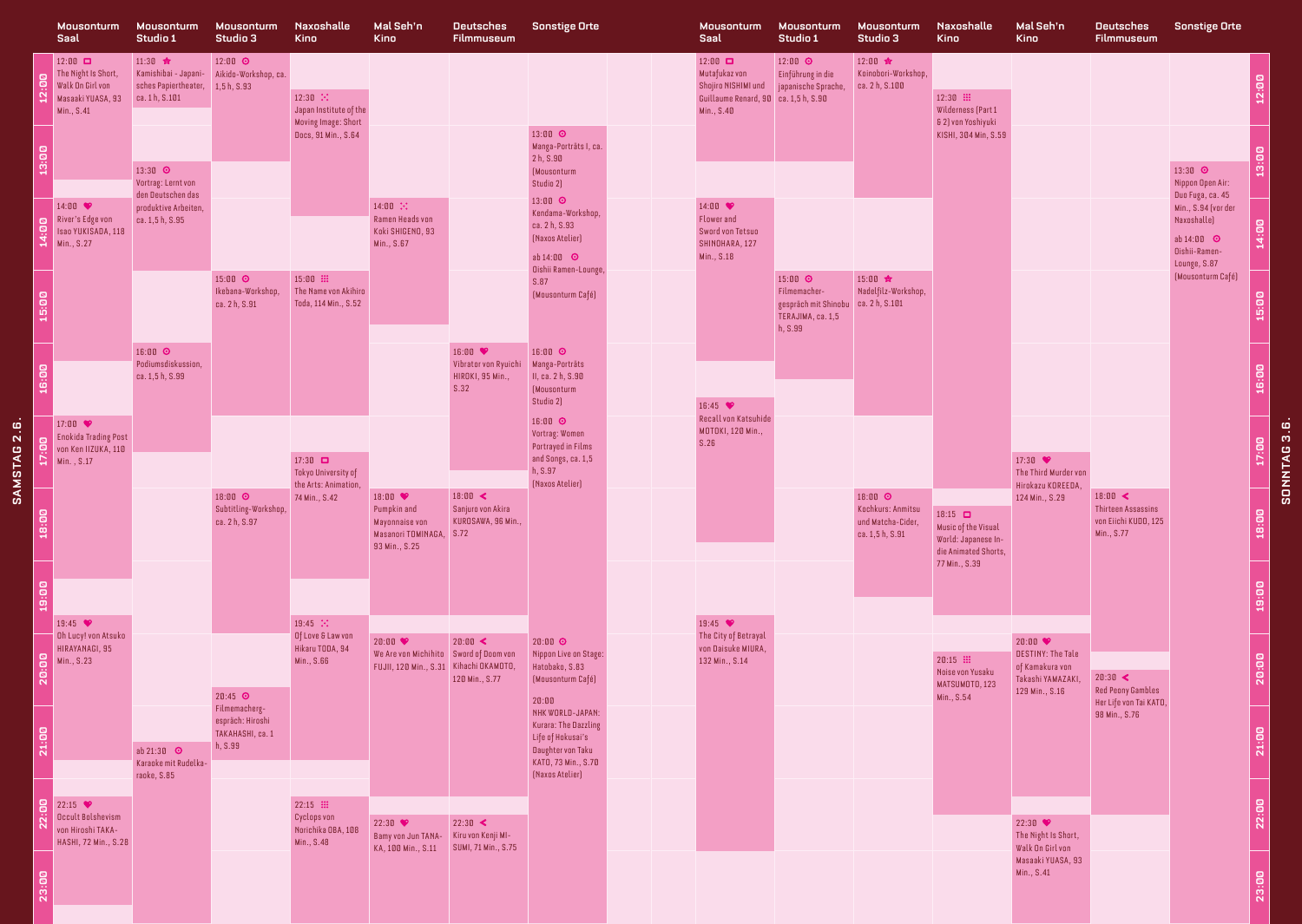## SAMSTAG 2.6.

| Uhrzeit | Mousonturm Saal | Mousonturm Studio 1 | Mousonturm Studio 3 | Naxoshalle Kino | Mal Seh'n Kino | Deutsches Filmmuseum | Sonstige Orte |
|---|---|---|---|---|---|---|---|
| 12:00 | 12:00 The Night Is Short, Walk On Girl von Masaaki YUASA, 93 Min., S.41 | 11:30 Kamishibai - Japanisches Papiertheater, ca. 1 h, S.101 | 12:00 Aikido-Workshop, ca. 1,5 h, S.93 | 12:30 Japan Institute of the Moving Image: Short Docs, 91 Min., S.64 | | | |
| 13:00 | | 13:30 Vortrag: Lernt von den Deutschen das produktive Arbeiten, ca. 1,5 h, S.95 | | | | | 13:00 Manga-Porträts I, ca. 2 h, S.90 (Mousonturm Studio 2); 13:00 Kendama-Workshop, ca. 2 h, S.93 (Naxos Atelier) |
| 14:00 | 14:00 River's Edge von Isao YUKISADA, 118 Min., S.27 | | | | 14:00 Ramen Heads von Koki SHIGENO, 93 Min., S.67 | | ab 14:00 Oishii Ramen-Lounge, S.87 (Mousonturm Café) |
| 15:00 | | | 15:00 Ikebana-Workshop, ca. 2 h, S.91 | 15:00 The Name von Akihiro Toda, 114 Min., S.52 | | | |
| 16:00 | | 16:00 Podiumsdiskussion, ca. 1,5 h, S.99 | | | | 16:00 Vibrator von Ryuichi HIROKI, 95 Min., S.32 | 16:00 Manga-Porträts II, ca. 2 h, S.90 (Mousonturm Studio 2); 16:00 Vortrag: Women Portrayed in Films and Songs, ca. 1,5 h, S.97 (Naxos Atelier) |
| 17:00 | 17:00 Enokida Trading Post von Ken IIZUKA, 110 Min. , S.17 | | | 17:30 Tokyo University of the Arts: Animation, 74 Min., S.42 | | | |
| 18:00 | | | 18:00 Subtitling-Workshop, ca. 2 h, S.97 | | 18:00 Pumpkin and Mayonnaise von Masanori TOMINAGA, 93 Min., S.25 | 18:00 Sanjuro von Akira KUROSAWA, 96 Min., S.72 | |
| 19:00 | 19:45 Oh Lucy! von Atsuko HIRAYANAGI, 95 Min., S.23 | | | 19:45 Of Love & Law von Hikaru TODA, 94 Min., S.66 | | | |
| 20:00 | | | 20:45 Filmemachergespräch: Hiroshi TAKAHASHI, ca. 1 h, S.99 | | 20:00 We Are von Michihito FUJII, 120 Min., S.31 | 20:00 Sword of Doom von Kihachi OKAMOTO, 120 Min., S.77 | 20:00 Nippon Live on Stage: Hatobako, S.83 (Mousonturm Café); 20:00 NHK WORLD-JAPAN: Kurara: The Dazzling Life of Hokusai's Daughter von Taku KATO, 73 Min., S.70 (Naxos Atelier) |
| 21:00 | | ab 21:30 Karaoke mit Rudelkaraoke, S.85 | | | | | |
| 22:00 | 22:15 Occult Bolshevism von Hiroshi TAKAHASHI, 72 Min., S.28 | | | 22:15 Cyclops von Norichika OBA, 108 Min., S.48 | 22:30 Bamy von Jun TANAKA, 100 Min., S.11 | 22:30 Kiru von Kenji MISUMI, 71 Min., S.75 | |

## SONNTAG 3.6.

| Uhrzeit | Mousonturm Saal | Mousonturm Studio 1 | Mousonturm Studio 3 | Naxoshalle Kino | Mal Seh'n Kino | Deutsches Filmmuseum | Sonstige Orte |
|---|---|---|---|---|---|---|---|
| 12:00 | 12:00 Mutafukaz von Shojiro NISHIMI und Guillaume Renard, 90 Min., S.40 | 12:00 Einführung in die japanische Sprache, ca. 1,5 h, S.90 | 12:00 Koinobori-Workshop, ca. 2 h, S.100 | 12:30 Wilderness (Part 1 & 2) von Yoshiyuki KISHI, 304 Min, S.59 | | | |
| 13:00 | | | | | | | 13:30 Nippon Open Air: Duo Fuga, ca. 45 Min., S.94 (vor der Naxoshalle) |
| 14:00 | 14:00 Flower and Sword von Tetsuo SHINOHARA, 127 Min., S.18 | | | | | | ab 14:00 Oishii-Ramen-Lounge, S.87 (Mousonturm Café) |
| 15:00 | | 15:00 Filmemachergespräch mit Shinobu TERAJIMA, ca. 1,5 h, S.99 | 15:00 Nadelfilz-Workshop, ca. 2 h, S.101 | | | | |
| 16:00 | 16:45 Recall von Katsuhide MOTOKI, 120 Min., S.26 | | | | | | |
| 17:00 | | | | | 17:30 The Third Murder von Hirokazu KOREEDA, 124 Min., S.29 | | |
| 18:00 | | | 18:00 Kochkurs: Anmitsu und Matcha-Cider, ca. 1,5 h, S.91 | 18:15 Music of the Visual World: Japanese Indie Animated Shorts, 77 Min., S.39 | | 18:00 Thirteen Assassins von Eiichi KUDO, 125 Min., S.77 | |
| 19:00 | 19:45 The City of Betrayal von Daisuke MIURA, 132 Min., S.14 | | | | | | |
| 20:00 | | | | 20:15 Noise von Yusaku MATSUMOTO, 123 Min., S.54 | 20:00 DESTINY: The Tale of Kamakura von Takashi YAMAZAKI, 129 Min., S.16 | 20:30 Red Peony Gambles Her Life von Tai KATO, 98 Min., S.76 | |
| 22:00 | | | | | 22:30 The Night Is Short, Walk On Girl von Masaaki YUASA, 93 Min., S.41 | | |